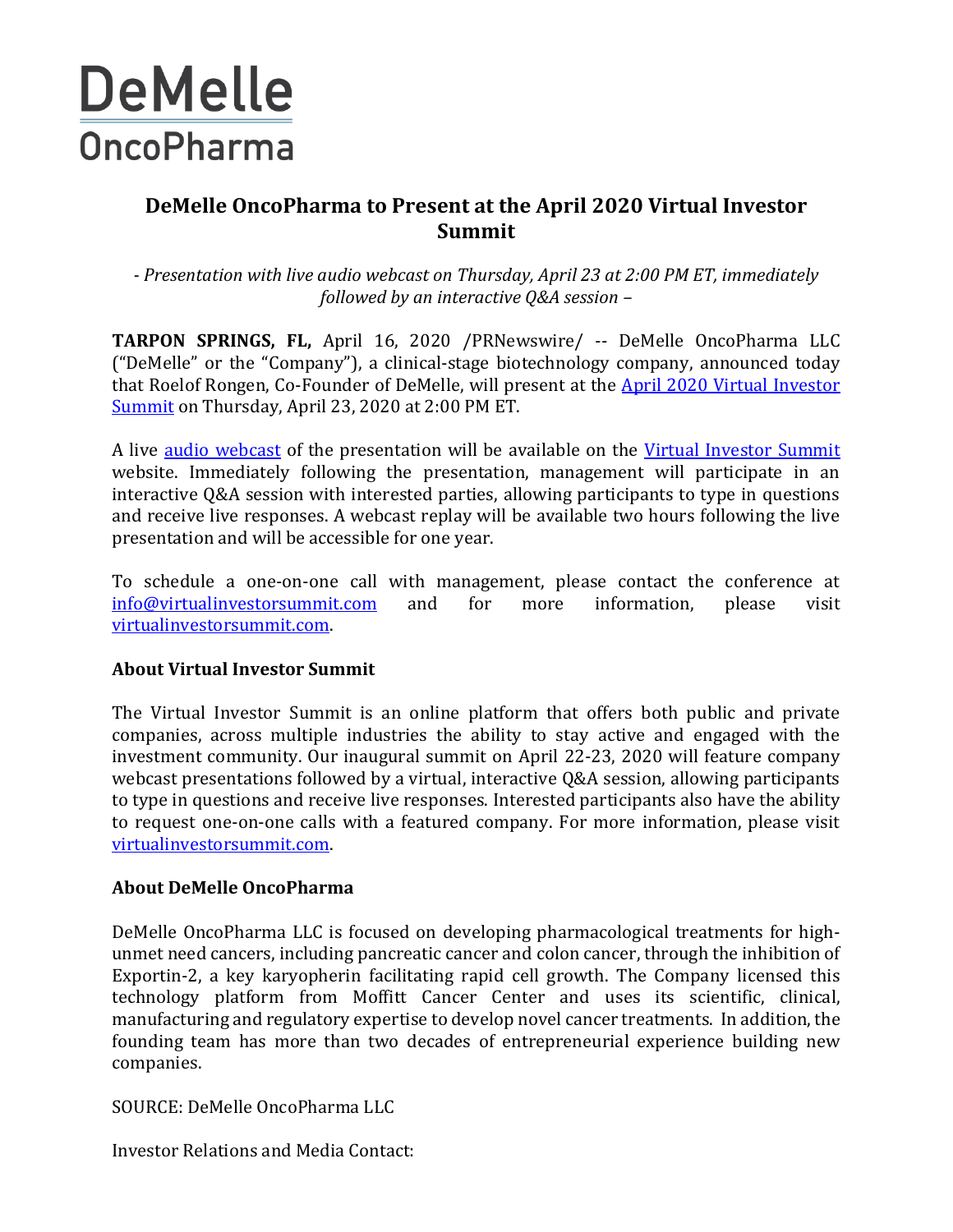DeMelle
OncoPharma

# DeMelle OncoPharma to Present at the April 2020 Virtual Investor Summit

*- Presentation with live audio webcast on Thursday, April 23 at 2:00 PM ET, immediately followed by an interactive Q&A session –*

**TARPON SPRINGS, FL,** April 16, 2020 /PRNewswire/ -- DeMelle OncoPharma LLC ("DeMelle" or the "Company"), a clinical-stage biotechnology company, announced today that Roelof Rongen, Co-Founder of DeMelle, will present at the April 2020 Virtual Investor Summit on Thursday, April 23, 2020 at 2:00 PM ET.

A live audio webcast of the presentation will be available on the Virtual Investor Summit website. Immediately following the presentation, management will participate in an interactive Q&A session with interested parties, allowing participants to type in questions and receive live responses. A webcast replay will be available two hours following the live presentation and will be accessible for one year.

To schedule a one-on-one call with management, please contact the conference at info@virtualinvestorsummit.com and for more information, please visit virtualinvestorsummit.com.

## About Virtual Investor Summit

The Virtual Investor Summit is an online platform that offers both public and private companies, across multiple industries the ability to stay active and engaged with the investment community. Our inaugural summit on April 22-23, 2020 will feature company webcast presentations followed by a virtual, interactive Q&A session, allowing participants to type in questions and receive live responses. Interested participants also have the ability to request one-on-one calls with a featured company. For more information, please visit virtualinvestorsummit.com.

## About DeMelle OncoPharma

DeMelle OncoPharma LLC is focused on developing pharmacological treatments for high-unmet need cancers, including pancreatic cancer and colon cancer, through the inhibition of Exportin-2, a key karyopherin facilitating rapid cell growth. The Company licensed this technology platform from Moffitt Cancer Center and uses its scientific, clinical, manufacturing and regulatory expertise to develop novel cancer treatments. In addition, the founding team has more than two decades of entrepreneurial experience building new companies.

SOURCE: DeMelle OncoPharma LLC

Investor Relations and Media Contact: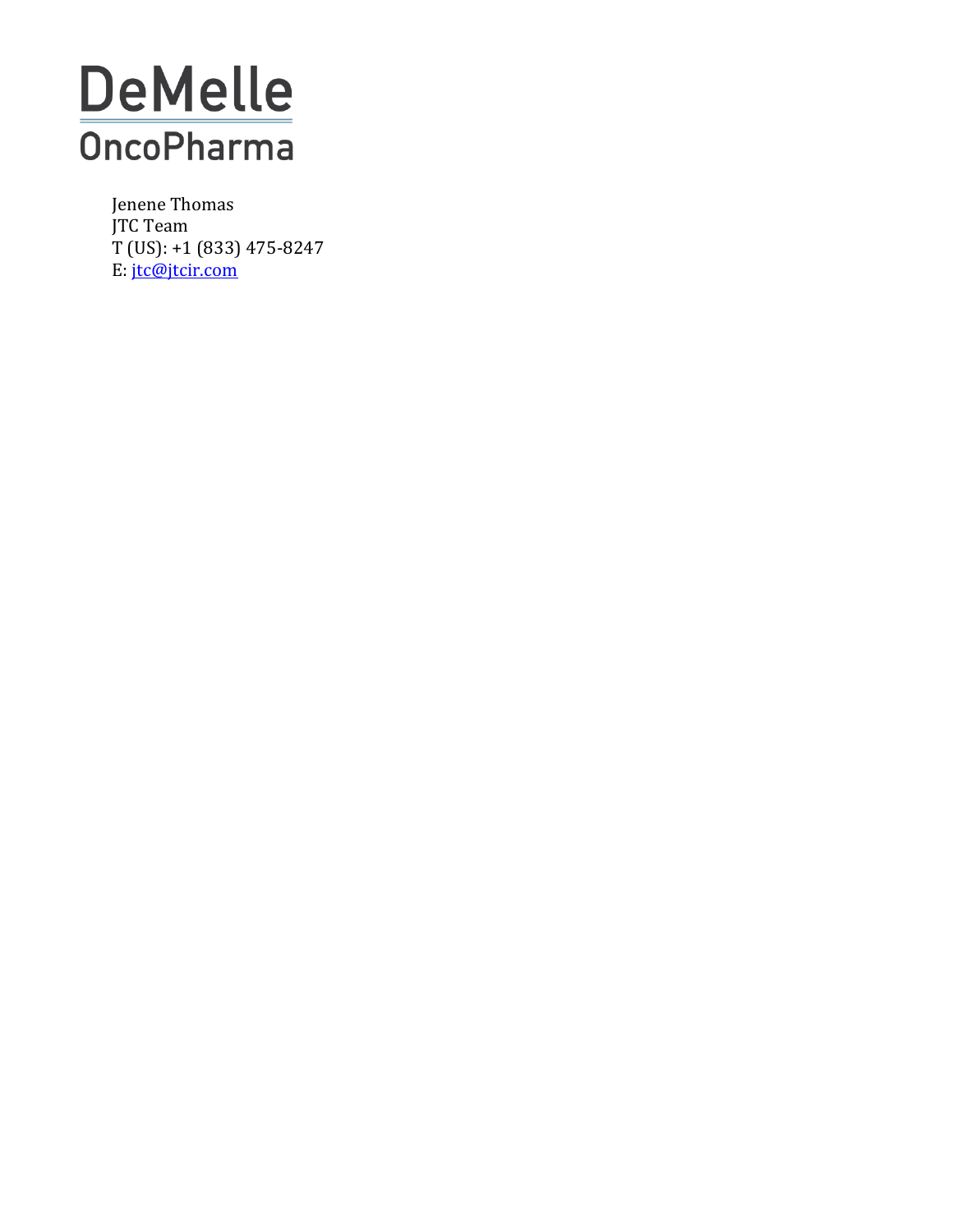DeMelle

OncoPharma

Jenene Thomas
JTC Team
T (US): +1 (833) 475-8247
E: [jtc@jtcir.com](mailto:jtc@jtcir.com)